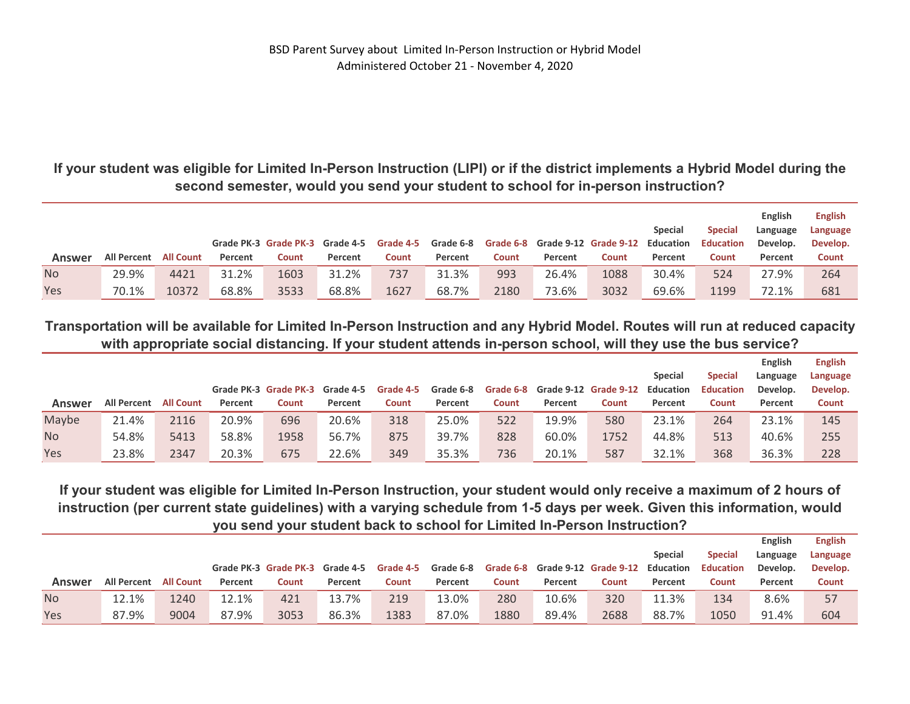BSD Parent Survey about Limited In-Person Instruction or Hybrid Model
Administered October 21 - November 4, 2020

## If your student was eligible for Limited In-Person Instruction (LIPI) or if the district implements a Hybrid Model during the second semester, would you send your student to school for in-person instruction?

| Answer | All Percent | All Count | Grade PK-3 Percent | Grade PK-3 Count | Grade 4-5 Percent | Grade 4-5 Count | Grade 6-8 Percent | Grade 6-8 Count | Grade 9-12 Percent | Grade 9-12 Count | Special Education Percent | Special Education Count | English Language Develop. Percent | English Language Develop. Count |
|---|---|---|---|---|---|---|---|---|---|---|---|---|---|---|
| No | 29.9% | 4421 | 31.2% | 1603 | 31.2% | 737 | 31.3% | 993 | 26.4% | 1088 | 30.4% | 524 | 27.9% | 264 |
| Yes | 70.1% | 10372 | 68.8% | 3533 | 68.8% | 1627 | 68.7% | 2180 | 73.6% | 3032 | 69.6% | 1199 | 72.1% | 681 |

## Transportation will be available for Limited In-Person Instruction and any Hybrid Model. Routes will run at reduced capacity with appropriate social distancing. If your student attends in-person school, will they use the bus service?

| Answer | All Percent | All Count | Grade PK-3 Percent | Grade PK-3 Count | Grade 4-5 Percent | Grade 4-5 Count | Grade 6-8 Percent | Grade 6-8 Count | Grade 9-12 Percent | Grade 9-12 Count | Special Education Percent | Special Education Count | English Language Develop. Percent | English Language Develop. Count |
|---|---|---|---|---|---|---|---|---|---|---|---|---|---|---|
| Maybe | 21.4% | 2116 | 20.9% | 696 | 20.6% | 318 | 25.0% | 522 | 19.9% | 580 | 23.1% | 264 | 23.1% | 145 |
| No | 54.8% | 5413 | 58.8% | 1958 | 56.7% | 875 | 39.7% | 828 | 60.0% | 1752 | 44.8% | 513 | 40.6% | 255 |
| Yes | 23.8% | 2347 | 20.3% | 675 | 22.6% | 349 | 35.3% | 736 | 20.1% | 587 | 32.1% | 368 | 36.3% | 228 |

## If your student was eligible for Limited In-Person Instruction, your student would only receive a maximum of 2 hours of instruction (per current state guidelines) with a varying schedule from 1-5 days per week. Given this information, would you send your student back to school for Limited In-Person Instruction?

| Answer | All Percent | All Count | Grade PK-3 Percent | Grade PK-3 Count | Grade 4-5 Percent | Grade 4-5 Count | Grade 6-8 Percent | Grade 6-8 Count | Grade 9-12 Percent | Grade 9-12 Count | Special Education Percent | Special Education Count | English Language Develop. Percent | English Language Develop. Count |
|---|---|---|---|---|---|---|---|---|---|---|---|---|---|---|
| No | 12.1% | 1240 | 12.1% | 421 | 13.7% | 219 | 13.0% | 280 | 10.6% | 320 | 11.3% | 134 | 8.6% | 57 |
| Yes | 87.9% | 9004 | 87.9% | 3053 | 86.3% | 1383 | 87.0% | 1880 | 89.4% | 2688 | 88.7% | 1050 | 91.4% | 604 |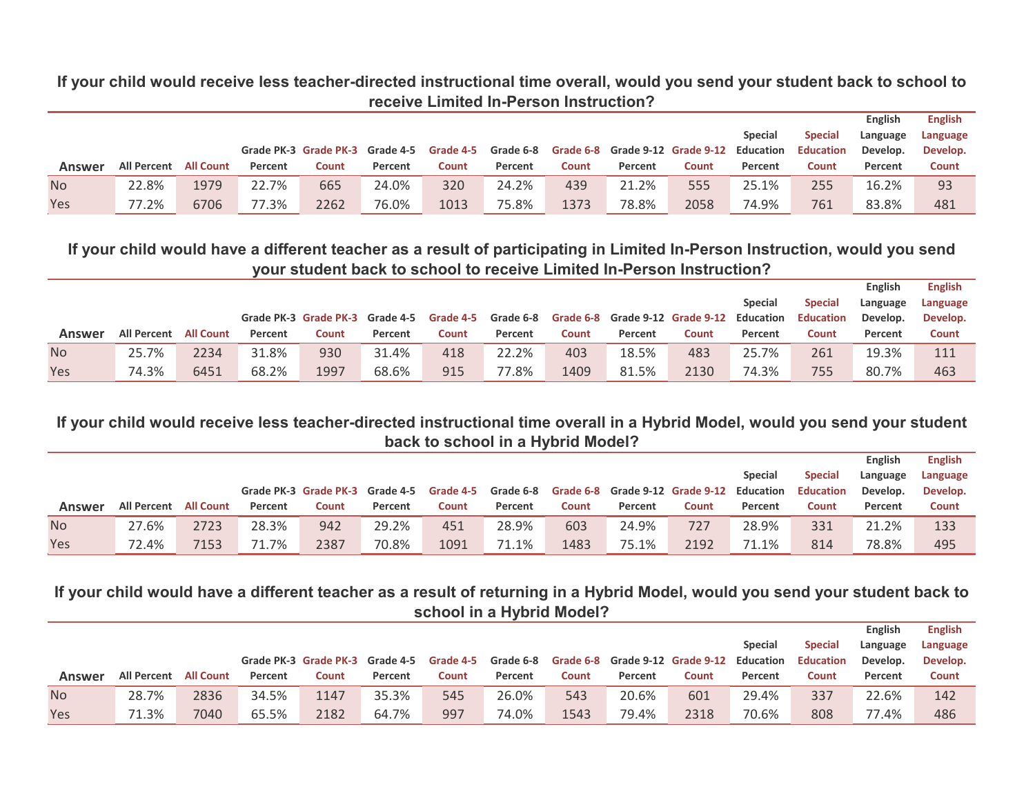### If your child would receive less teacher-directed instructional time overall, would you send your student back to school to receive Limited In-Person Instruction?

| Answer | All Percent | All Count | Grade PK-3 Percent | Grade PK-3 Count | Grade 4-5 Percent | Grade 4-5 Count | Grade 6-8 Percent | Grade 6-8 Count | Grade 9-12 Percent | Grade 9-12 Count | Special Education Percent | Special Education Count | English Language Develop. Percent | English Language Develop. Count |
|---|---|---|---|---|---|---|---|---|---|---|---|---|---|---|
| No | 22.8% | 1979 | 22.7% | 665 | 24.0% | 320 | 24.2% | 439 | 21.2% | 555 | 25.1% | 255 | 16.2% | 93 |
| Yes | 77.2% | 6706 | 77.3% | 2262 | 76.0% | 1013 | 75.8% | 1373 | 78.8% | 2058 | 74.9% | 761 | 83.8% | 481 |

### If your child would have a different teacher as a result of participating in Limited In-Person Instruction, would you send your student back to school to receive Limited In-Person Instruction?

| Answer | All Percent | All Count | Grade PK-3 Percent | Grade PK-3 Count | Grade 4-5 Percent | Grade 4-5 Count | Grade 6-8 Percent | Grade 6-8 Count | Grade 9-12 Percent | Grade 9-12 Count | Special Education Percent | Special Education Count | English Language Develop. Percent | English Language Develop. Count |
|---|---|---|---|---|---|---|---|---|---|---|---|---|---|---|
| No | 25.7% | 2234 | 31.8% | 930 | 31.4% | 418 | 22.2% | 403 | 18.5% | 483 | 25.7% | 261 | 19.3% | 111 |
| Yes | 74.3% | 6451 | 68.2% | 1997 | 68.6% | 915 | 77.8% | 1409 | 81.5% | 2130 | 74.3% | 755 | 80.7% | 463 |

### If your child would receive less teacher-directed instructional time overall in a Hybrid Model, would you send your student back to school in a Hybrid Model?

| Answer | All Percent | All Count | Grade PK-3 Percent | Grade PK-3 Count | Grade 4-5 Percent | Grade 4-5 Count | Grade 6-8 Percent | Grade 6-8 Count | Grade 9-12 Percent | Grade 9-12 Count | Special Education Percent | Special Education Count | English Language Develop. Percent | English Language Develop. Count |
|---|---|---|---|---|---|---|---|---|---|---|---|---|---|---|
| No | 27.6% | 2723 | 28.3% | 942 | 29.2% | 451 | 28.9% | 603 | 24.9% | 727 | 28.9% | 331 | 21.2% | 133 |
| Yes | 72.4% | 7153 | 71.7% | 2387 | 70.8% | 1091 | 71.1% | 1483 | 75.1% | 2192 | 71.1% | 814 | 78.8% | 495 |

### If your child would have a different teacher as a result of returning in a Hybrid Model, would you send your student back to school in a Hybrid Model?

| Answer | All Percent | All Count | Grade PK-3 Percent | Grade PK-3 Count | Grade 4-5 Percent | Grade 4-5 Count | Grade 6-8 Percent | Grade 6-8 Count | Grade 9-12 Percent | Grade 9-12 Count | Special Education Percent | Special Education Count | English Language Develop. Percent | English Language Develop. Count |
|---|---|---|---|---|---|---|---|---|---|---|---|---|---|---|
| No | 28.7% | 2836 | 34.5% | 1147 | 35.3% | 545 | 26.0% | 543 | 20.6% | 601 | 29.4% | 337 | 22.6% | 142 |
| Yes | 71.3% | 7040 | 65.5% | 2182 | 64.7% | 997 | 74.0% | 1543 | 79.4% | 2318 | 70.6% | 808 | 77.4% | 486 |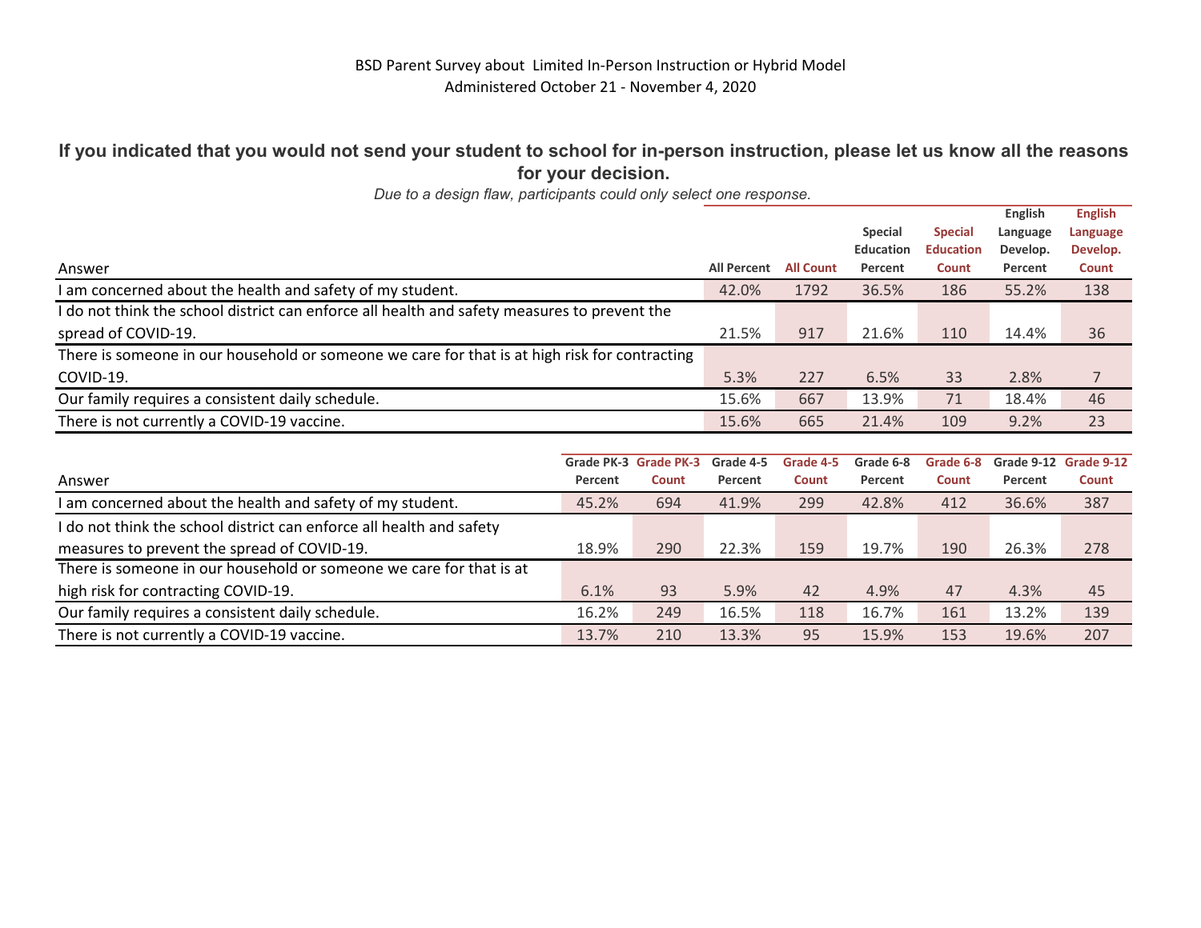BSD Parent Survey about Limited In-Person Instruction or Hybrid Model
Administered October 21 - November 4, 2020

## If you indicated that you would not send your student to school for in-person instruction, please let us know all the reasons for your decision.

*Due to a design flaw, participants could only select one response.*

| Answer | All Percent | All Count | Special Education Percent | Special Education Count | English Language Develop. Percent | English Language Develop. Count |
|---|---|---|---|---|---|---|
| I am concerned about the health and safety of my student. | 42.0% | 1792 | 36.5% | 186 | 55.2% | 138 |
| I do not think the school district can enforce all health and safety measures to prevent the spread of COVID-19. | 21.5% | 917 | 21.6% | 110 | 14.4% | 36 |
| There is someone in our household or someone we care for that is at high risk for contracting COVID-19. | 5.3% | 227 | 6.5% | 33 | 2.8% | 7 |
| Our family requires a consistent daily schedule. | 15.6% | 667 | 13.9% | 71 | 18.4% | 46 |
| There is not currently a COVID-19 vaccine. | 15.6% | 665 | 21.4% | 109 | 9.2% | 23 |

| Answer | Grade PK-3 Percent | Grade PK-3 Count | Grade 4-5 Percent | Grade 4-5 Count | Grade 6-8 Percent | Grade 6-8 Count | Grade 9-12 Percent | Grade 9-12 Count |
|---|---|---|---|---|---|---|---|---|
| I am concerned about the health and safety of my student. | 45.2% | 694 | 41.9% | 299 | 42.8% | 412 | 36.6% | 387 |
| I do not think the school district can enforce all health and safety measures to prevent the spread of COVID-19. | 18.9% | 290 | 22.3% | 159 | 19.7% | 190 | 26.3% | 278 |
| There is someone in our household or someone we care for that is at high risk for contracting COVID-19. | 6.1% | 93 | 5.9% | 42 | 4.9% | 47 | 4.3% | 45 |
| Our family requires a consistent daily schedule. | 16.2% | 249 | 16.5% | 118 | 16.7% | 161 | 13.2% | 139 |
| There is not currently a COVID-19 vaccine. | 13.7% | 210 | 13.3% | 95 | 15.9% | 153 | 19.6% | 207 |